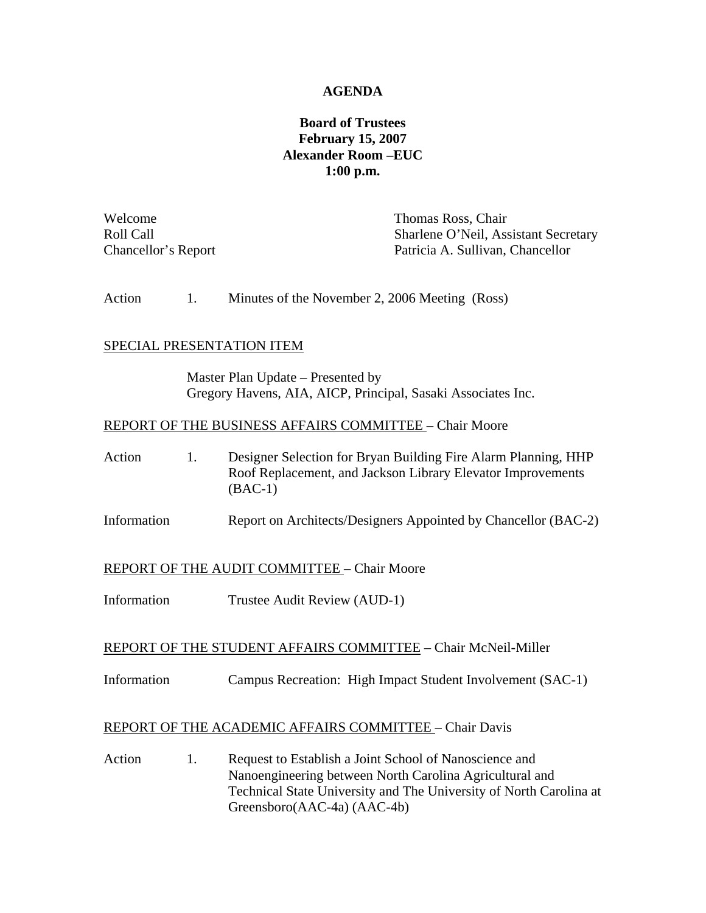# AGENDA

**Board of Trustees**
**February 15, 2007**
**Alexander Room –EUC**
**1:00 p.m.**

| | |
|---|---|
| Welcome | Thomas Ross, Chair |
| Roll Call | Sharlene O'Neil, Assistant Secretary |
| Chancellor's Report | Patricia A. Sullivan, Chancellor |

Action 1. Minutes of the November 2, 2006 Meeting (Ross)

SPECIAL PRESENTATION ITEM

Master Plan Update – Presented by
Gregory Havens, AIA, AICP, Principal, Sasaki Associates Inc.

REPORT OF THE BUSINESS AFFAIRS COMMITTEE – Chair Moore

Action 1. Designer Selection for Bryan Building Fire Alarm Planning, HHP Roof Replacement, and Jackson Library Elevator Improvements (BAC-1)

Information Report on Architects/Designers Appointed by Chancellor (BAC-2)

REPORT OF THE AUDIT COMMITTEE – Chair Moore

Information Trustee Audit Review (AUD-1)

REPORT OF THE STUDENT AFFAIRS COMMITTEE – Chair McNeil-Miller

Information Campus Recreation: High Impact Student Involvement (SAC-1)

REPORT OF THE ACADEMIC AFFAIRS COMMITTEE – Chair Davis

Action 1. Request to Establish a Joint School of Nanoscience and Nanoengineering between North Carolina Agricultural and Technical State University and The University of North Carolina at Greensboro(AAC-4a) (AAC-4b)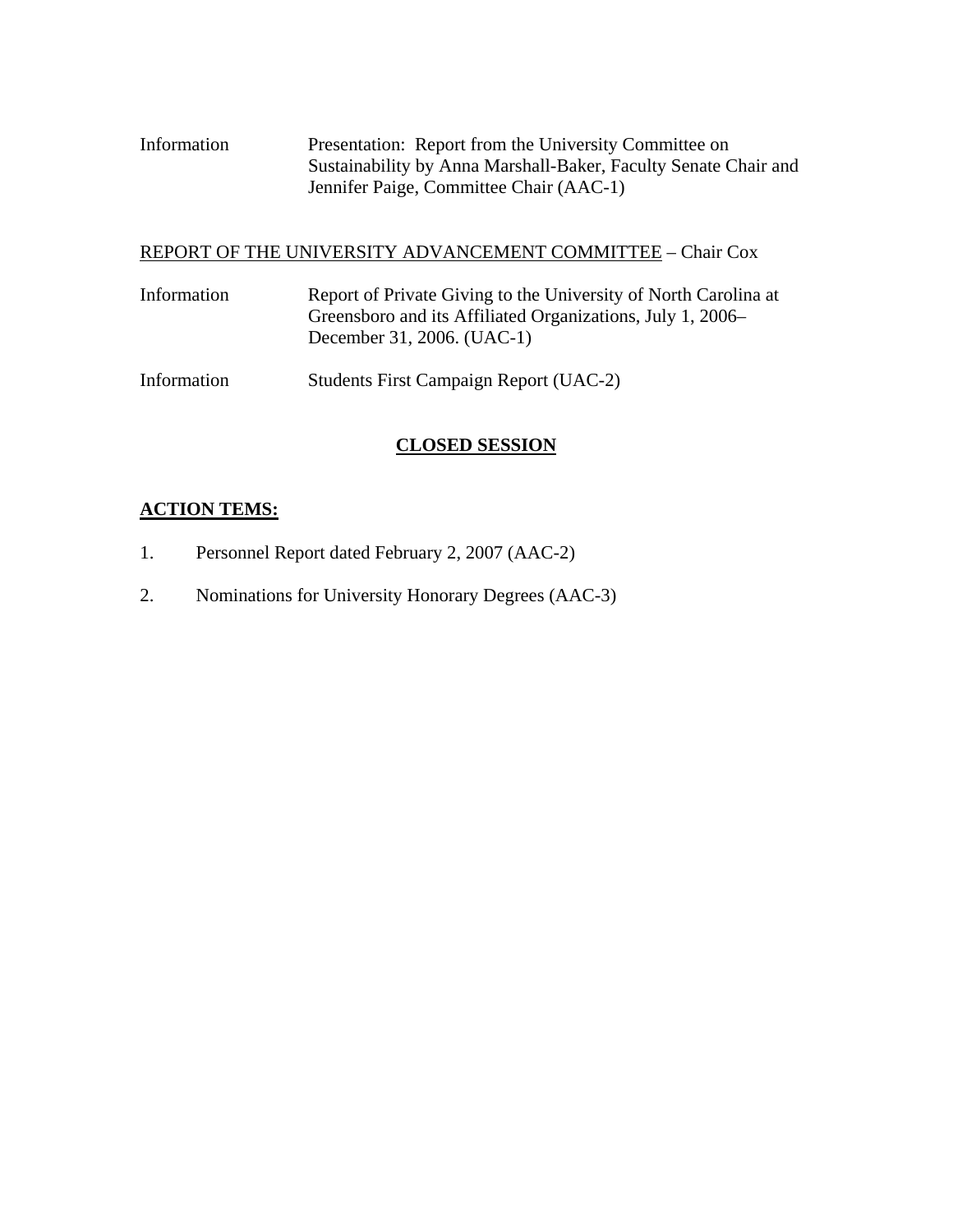| | |
|---|---|
| Information | Presentation: Report from the University Committee on Sustainability by Anna Marshall-Baker, Faculty Senate Chair and Jennifer Paige, Committee Chair (AAC-1) |

REPORT OF THE UNIVERSITY ADVANCEMENT COMMITTEE – Chair Cox

| | |
|---|---|
| Information | Report of Private Giving to the University of North Carolina at Greensboro and its Affiliated Organizations, July 1, 2006–December 31, 2006. (UAC-1) |
| Information | Students First Campaign Report (UAC-2) |

## CLOSED SESSION

**ACTION TEMS:**

1. Personnel Report dated February 2, 2007 (AAC-2)
2. Nominations for University Honorary Degrees (AAC-3)